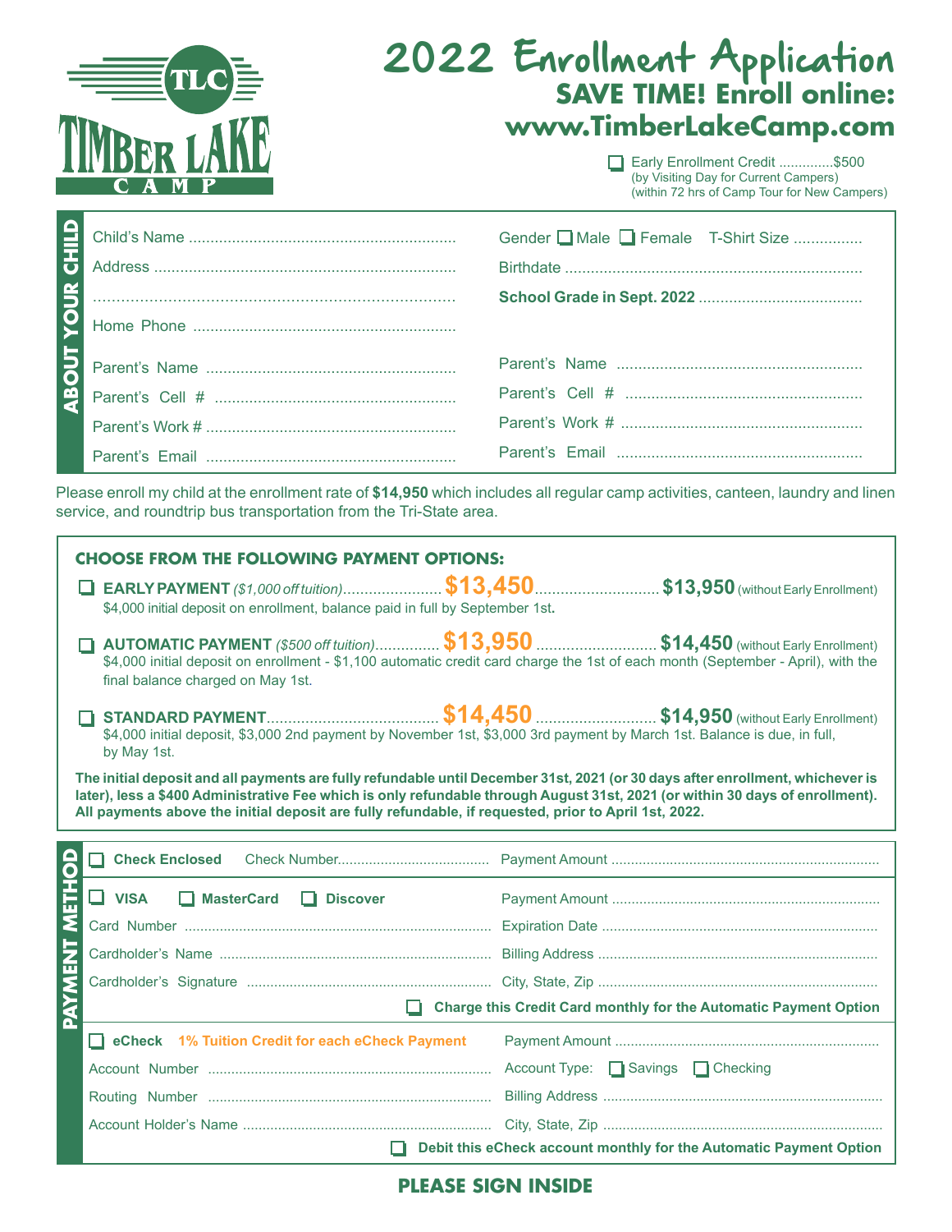TLC
TIMBER LAKE
CAMP

# 2022 Enrollment Application

## SAVE TIME! Enroll online: www.TimberLakeCamp.com

☐ Early Enrollment Credit ..............$500
(by Visiting Day for Current Campers)
(within 72 hrs of Camp Tour for New Campers)

## ABOUT YOUR CHILD

Child's Name ..............................................................

Address ......................................................................

..................................................................................

Home Phone ..............................................................

Gender ☐ Male ☐ Female T-Shirt Size ................

Birthdate .....................................................................

**School Grade in Sept. 2022** .......................................

Parent's Name ..........................................................

Parent's Cell # ..........................................................

Parent's Work # ........................................................

Parent's Email ..........................................................

Parent's Name ..........................................................

Parent's Cell # ..........................................................

Parent's Work # ........................................................

Parent's Email ..........................................................

Please enroll my child at the enrollment rate of **$14,950** which includes all regular camp activities, canteen, laundry and linen service, and roundtrip bus transportation from the Tri-State area.

### CHOOSE FROM THE FOLLOWING PAYMENT OPTIONS:

☐ **EARLY PAYMENT** *($1,000 off tuition)*....................... **$13,450**............................ **$13,950** (without Early Enrollment)
$4,000 initial deposit on enrollment, balance paid in full by September 1st.

☐ **AUTOMATIC PAYMENT** *($500 off tuition)*............... **$13,950** ........................... **$14,450** (without Early Enrollment)
$4,000 initial deposit on enrollment - $1,100 automatic credit card charge the 1st of each month (September - April), with the final balance charged on May 1st.

☐ **STANDARD PAYMENT**........................................ **$14,450** ........................... **$14,950** (without Early Enrollment)
$4,000 initial deposit, $3,000 2nd payment by November 1st, $3,000 3rd payment by March 1st. Balance is due, in full, by May 1st.

**The initial deposit and all payments are fully refundable until December 31st, 2021 (or 30 days after enrollment, whichever is later), less a $400 Administrative Fee which is only refundable through August 31st, 2021 (or within 30 days of enrollment). All payments above the initial deposit are fully refundable, if requested, prior to April 1st, 2022.**

## PAYMENT METHOD

☐ **Check Enclosed** Check Number...................................... Payment Amount ....................................................................

☐ **VISA** ☐ **MasterCard** ☐ **Discover** Payment Amount ....................................................................

Card Number ............................................................................ Expiration Date ......................................................................

Cardholder's Name .................................................................... Billing Address .......................................................................

Cardholder's Signature ............................................................. City, State, Zip ......................................................................

☐ **Charge this Credit Card monthly for the Automatic Payment Option**

☐ **eCheck** **1% Tuition Credit for each eCheck Payment** Payment Amount ....................................................................

Account Number ........................................................................ Account Type: ☐ Savings ☐ Checking

Routing Number ........................................................................ Billing Address .......................................................................

Account Holder's Name ............................................................. City, State, Zip ......................................................................

☐ **Debit this eCheck account monthly for the Automatic Payment Option**

**PLEASE SIGN INSIDE**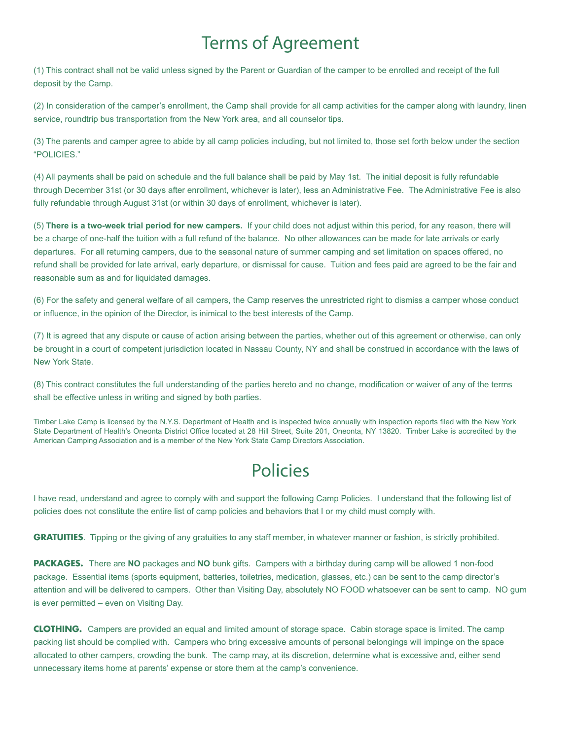# Terms of Agreement

(1) This contract shall not be valid unless signed by the Parent or Guardian of the camper to be enrolled and receipt of the full deposit by the Camp.

(2) In consideration of the camper's enrollment, the Camp shall provide for all camp activities for the camper along with laundry, linen service, roundtrip bus transportation from the New York area, and all counselor tips.

(3) The parents and camper agree to abide by all camp policies including, but not limited to, those set forth below under the section "POLICIES."

(4) All payments shall be paid on schedule and the full balance shall be paid by May 1st. The initial deposit is fully refundable through December 31st (or 30 days after enrollment, whichever is later), less an Administrative Fee. The Administrative Fee is also fully refundable through August 31st (or within 30 days of enrollment, whichever is later).

(5) **There is a two-week trial period for new campers.** If your child does not adjust within this period, for any reason, there will be a charge of one-half the tuition with a full refund of the balance. No other allowances can be made for late arrivals or early departures. For all returning campers, due to the seasonal nature of summer camping and set limitation on spaces offered, no refund shall be provided for late arrival, early departure, or dismissal for cause. Tuition and fees paid are agreed to be the fair and reasonable sum as and for liquidated damages.

(6) For the safety and general welfare of all campers, the Camp reserves the unrestricted right to dismiss a camper whose conduct or influence, in the opinion of the Director, is inimical to the best interests of the Camp.

(7) It is agreed that any dispute or cause of action arising between the parties, whether out of this agreement or otherwise, can only be brought in a court of competent jurisdiction located in Nassau County, NY and shall be construed in accordance with the laws of New York State.

(8) This contract constitutes the full understanding of the parties hereto and no change, modification or waiver of any of the terms shall be effective unless in writing and signed by both parties.

Timber Lake Camp is licensed by the N.Y.S. Department of Health and is inspected twice annually with inspection reports filed with the New York State Department of Health's Oneonta District Office located at 28 Hill Street, Suite 201, Oneonta, NY 13820. Timber Lake is accredited by the American Camping Association and is a member of the New York State Camp Directors Association.

# Policies

I have read, understand and agree to comply with and support the following Camp Policies. I understand that the following list of policies does not constitute the entire list of camp policies and behaviors that I or my child must comply with.

**GRATUITIES**. Tipping or the giving of any gratuities to any staff member, in whatever manner or fashion, is strictly prohibited.

**PACKAGES.** There are **NO** packages and **NO** bunk gifts. Campers with a birthday during camp will be allowed 1 non-food package. Essential items (sports equipment, batteries, toiletries, medication, glasses, etc.) can be sent to the camp director's attention and will be delivered to campers. Other than Visiting Day, absolutely NO FOOD whatsoever can be sent to camp. NO gum is ever permitted – even on Visiting Day.

**CLOTHING.** Campers are provided an equal and limited amount of storage space. Cabin storage space is limited. The camp packing list should be complied with. Campers who bring excessive amounts of personal belongings will impinge on the space allocated to other campers, crowding the bunk. The camp may, at its discretion, determine what is excessive and, either send unnecessary items home at parents' expense or store them at the camp's convenience.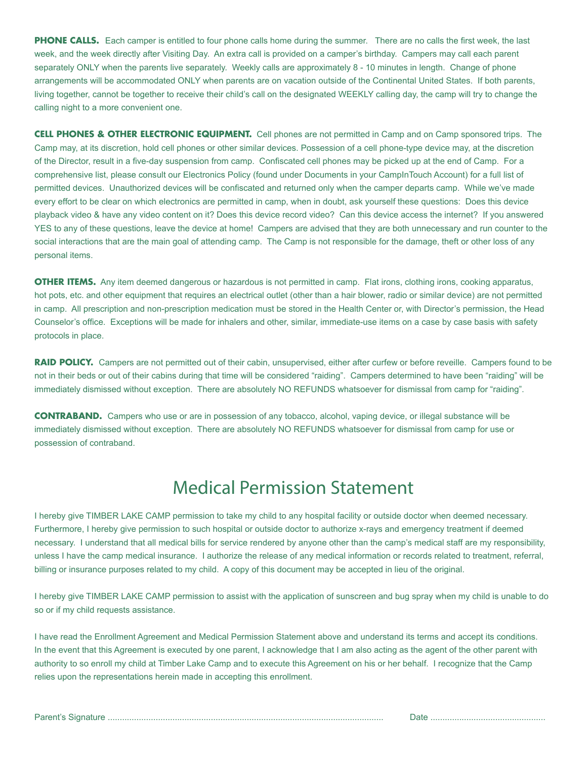**PHONE CALLS.** Each camper is entitled to four phone calls home during the summer. There are no calls the first week, the last week, and the week directly after Visiting Day. An extra call is provided on a camper's birthday. Campers may call each parent separately ONLY when the parents live separately. Weekly calls are approximately 8 - 10 minutes in length. Change of phone arrangements will be accommodated ONLY when parents are on vacation outside of the Continental United States. If both parents, living together, cannot be together to receive their child's call on the designated WEEKLY calling day, the camp will try to change the calling night to a more convenient one.

**CELL PHONES & OTHER ELECTRONIC EQUIPMENT.** Cell phones are not permitted in Camp and on Camp sponsored trips. The Camp may, at its discretion, hold cell phones or other similar devices. Possession of a cell phone-type device may, at the discretion of the Director, result in a five-day suspension from camp. Confiscated cell phones may be picked up at the end of Camp. For a comprehensive list, please consult our Electronics Policy (found under Documents in your CampInTouch Account) for a full list of permitted devices. Unauthorized devices will be confiscated and returned only when the camper departs camp. While we've made every effort to be clear on which electronics are permitted in camp, when in doubt, ask yourself these questions: Does this device playback video & have any video content on it? Does this device record video? Can this device access the internet? If you answered YES to any of these questions, leave the device at home! Campers are advised that they are both unnecessary and run counter to the social interactions that are the main goal of attending camp. The Camp is not responsible for the damage, theft or other loss of any personal items.

**OTHER ITEMS.** Any item deemed dangerous or hazardous is not permitted in camp. Flat irons, clothing irons, cooking apparatus, hot pots, etc. and other equipment that requires an electrical outlet (other than a hair blower, radio or similar device) are not permitted in camp. All prescription and non-prescription medication must be stored in the Health Center or, with Director's permission, the Head Counselor's office. Exceptions will be made for inhalers and other, similar, immediate-use items on a case by case basis with safety protocols in place.

**RAID POLICY.** Campers are not permitted out of their cabin, unsupervised, either after curfew or before reveille. Campers found to be not in their beds or out of their cabins during that time will be considered "raiding". Campers determined to have been "raiding" will be immediately dismissed without exception. There are absolutely NO REFUNDS whatsoever for dismissal from camp for "raiding".

**CONTRABAND.** Campers who use or are in possession of any tobacco, alcohol, vaping device, or illegal substance will be immediately dismissed without exception. There are absolutely NO REFUNDS whatsoever for dismissal from camp for use or possession of contraband.

# Medical Permission Statement

I hereby give TIMBER LAKE CAMP permission to take my child to any hospital facility or outside doctor when deemed necessary. Furthermore, I hereby give permission to such hospital or outside doctor to authorize x-rays and emergency treatment if deemed necessary. I understand that all medical bills for service rendered by anyone other than the camp's medical staff are my responsibility, unless I have the camp medical insurance. I authorize the release of any medical information or records related to treatment, referral, billing or insurance purposes related to my child. A copy of this document may be accepted in lieu of the original.

I hereby give TIMBER LAKE CAMP permission to assist with the application of sunscreen and bug spray when my child is unable to do so or if my child requests assistance.

I have read the Enrollment Agreement and Medical Permission Statement above and understand its terms and accept its conditions. In the event that this Agreement is executed by one parent, I acknowledge that I am also acting as the agent of the other parent with authority to so enroll my child at Timber Lake Camp and to execute this Agreement on his or her behalf. I recognize that the Camp relies upon the representations herein made in accepting this enrollment.

Parent's Signature ................................................................................................................ Date ................................................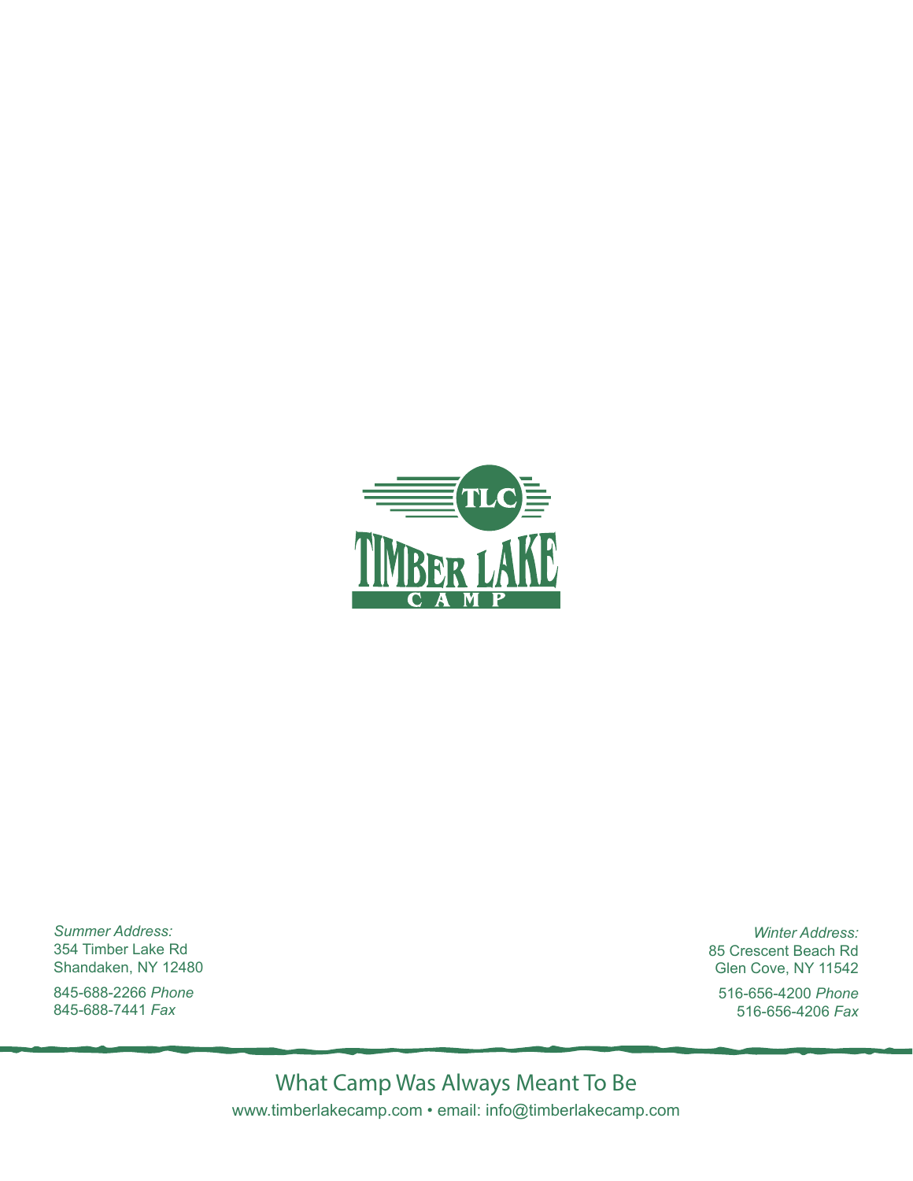TLC

TIMBER LAKE

CAMP

*Summer Address:*
354 Timber Lake Rd
Shandaken, NY 12480

845-688-2266 *Phone*
845-688-7441 *Fax*

*Winter Address:*
85 Crescent Beach Rd
Glen Cove, NY 11542

516-656-4200 *Phone*
516-656-4206 *Fax*

What Camp Was Always Meant To Be

www.timberlakecamp.com • email: info@timberlakecamp.com